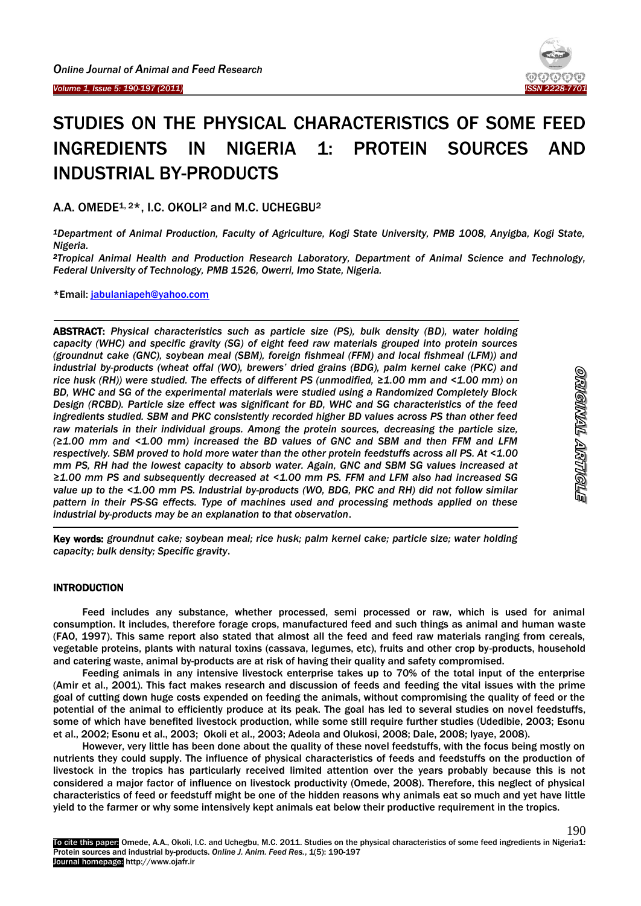# STUDIES ON THE PHYSICAL CHARACTERISTICS OF SOME FEED INGREDIENTS IN NIGERIA 1: PROTEIN SOURCES AND INDUSTRIAL BY-PRODUCTS

A.A. OMEDE[1, 2]*, I.C. OKOLI[2] and M.C. UCHEGBU[2]

[1]*Department of Animal Production, Faculty of Agriculture, Kogi State University, PMB 1008, Anyigba, Kogi State, Nigeria.*

[2]*Tropical Animal Health and Production Research Laboratory, Department of Animal Science and Technology, Federal University of Technology, PMB 1526, Owerri, Imo State, Nigeria.*

*Email: jabulaniapeh@yahoo.com

**ABSTRACT:** *Physical characteristics such as particle size (PS), bulk density (BD), water holding capacity (WHC) and specific gravity (SG) of eight feed raw materials grouped into protein sources (groundnut cake (GNC), soybean meal (SBM), foreign fishmeal (FFM) and local fishmeal (LFM)) and industrial by-products (wheat offal (WO), brewers' dried grains (BDG), palm kernel cake (PKC) and rice husk (RH)) were studied. The effects of different PS (unmodified, ≥1.00 mm and <1.00 mm) on BD, WHC and SG of the experimental materials were studied using a Randomized Completely Block Design (RCBD). Particle size effect was significant for BD, WHC and SG characteristics of the feed ingredients studied. SBM and PKC consistently recorded higher BD values across PS than other feed raw materials in their individual groups. Among the protein sources, decreasing the particle size, (≥1.00 mm and <1.00 mm) increased the BD values of GNC and SBM and then FFM and LFM respectively. SBM proved to hold more water than the other protein feedstuffs across all PS. At <1.00 mm PS, RH had the lowest capacity to absorb water. Again, GNC and SBM SG values increased at ≥1.00 mm PS and subsequently decreased at <1.00 mm PS. FFM and LFM also had increased SG value up to the <1.00 mm PS. Industrial by-products (WO, BDG, PKC and RH) did not follow similar pattern in their PS-SG effects. Type of machines used and processing methods applied on these industrial by-products may be an explanation to that observation.*

**Key words:** *groundnut cake; soybean meal; rice husk; palm kernel cake; particle size; water holding capacity; bulk density; Specific gravity.*

## INTRODUCTION

Feed includes any substance, whether processed, semi processed or raw, which is used for animal consumption. It includes, therefore forage crops, manufactured feed and such things as animal and human waste (FAO, 1997). This same report also stated that almost all the feed and feed raw materials ranging from cereals, vegetable proteins, plants with natural toxins (cassava, legumes, etc), fruits and other crop by-products, household and catering waste, animal by-products are at risk of having their quality and safety compromised.

Feeding animals in any intensive livestock enterprise takes up to 70% of the total input of the enterprise (Amir et al., 2001). This fact makes research and discussion of feeds and feeding the vital issues with the prime goal of cutting down huge costs expended on feeding the animals, without compromising the quality of feed or the potential of the animal to efficiently produce at its peak. The goal has led to several studies on novel feedstuffs, some of which have benefited livestock production, while some still require further studies (Udedibie, 2003; Esonu et al., 2002; Esonu et al., 2003; Okoli et al., 2003; Adeola and Olukosi, 2008; Dale, 2008; Iyaye, 2008).

However, very little has been done about the quality of these novel feedstuffs, with the focus being mostly on nutrients they could supply. The influence of physical characteristics of feeds and feedstuffs on the production of livestock in the tropics has particularly received limited attention over the years probably because this is not considered a major factor of influence on livestock productivity (Omede, 2008). Therefore, this neglect of physical characteristics of feed or feedstuff might be one of the hidden reasons why animals eat so much and yet have little yield to the farmer or why some intensively kept animals eat below their productive requirement in the tropics.

To cite this paper: Omede, A.A., Okoli, I.C. and Uchegbu, M.C. 2011. Studies on the physical characteristics of some feed ingredients in Nigeria1: Protein sources and industrial by-products. *Online J. Anim. Feed Res.*, 1(5): 190-197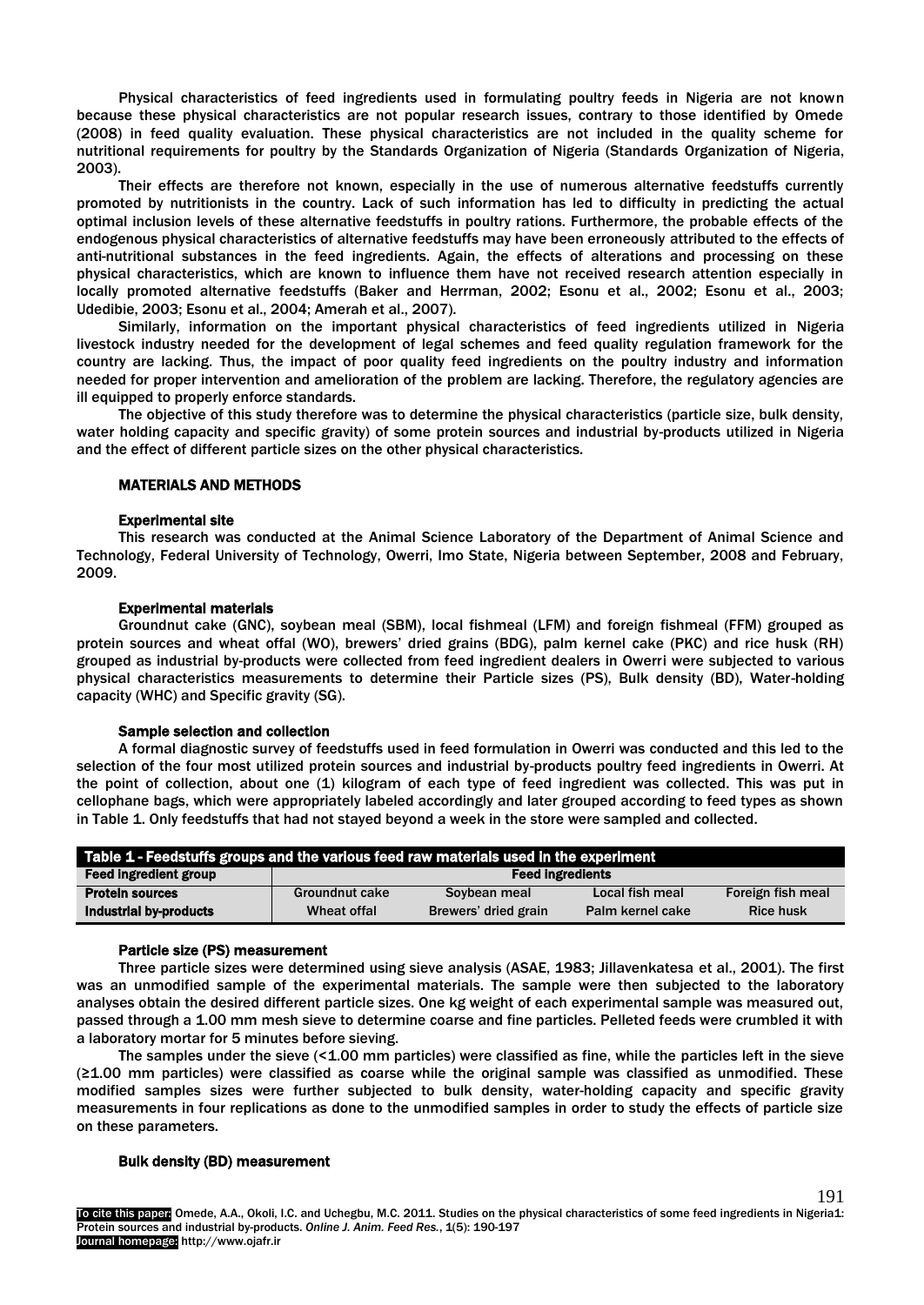Physical characteristics of feed ingredients used in formulating poultry feeds in Nigeria are not known because these physical characteristics are not popular research issues, contrary to those identified by Omede (2008) in feed quality evaluation. These physical characteristics are not included in the quality scheme for nutritional requirements for poultry by the Standards Organization of Nigeria (Standards Organization of Nigeria, 2003).

Their effects are therefore not known, especially in the use of numerous alternative feedstuffs currently promoted by nutritionists in the country. Lack of such information has led to difficulty in predicting the actual optimal inclusion levels of these alternative feedstuffs in poultry rations. Furthermore, the probable effects of the endogenous physical characteristics of alternative feedstuffs may have been erroneously attributed to the effects of anti-nutritional substances in the feed ingredients. Again, the effects of alterations and processing on these physical characteristics, which are known to influence them have not received research attention especially in locally promoted alternative feedstuffs (Baker and Herrman, 2002; Esonu et al., 2002; Esonu et al., 2003; Udedibie, 2003; Esonu et al., 2004; Amerah et al., 2007).

Similarly, information on the important physical characteristics of feed ingredients utilized in Nigeria livestock industry needed for the development of legal schemes and feed quality regulation framework for the country are lacking. Thus, the impact of poor quality feed ingredients on the poultry industry and information needed for proper intervention and amelioration of the problem are lacking. Therefore, the regulatory agencies are ill equipped to properly enforce standards.

The objective of this study therefore was to determine the physical characteristics (particle size, bulk density, water holding capacity and specific gravity) of some protein sources and industrial by-products utilized in Nigeria and the effect of different particle sizes on the other physical characteristics.

## MATERIALS AND METHODS

### Experimental site

This research was conducted at the Animal Science Laboratory of the Department of Animal Science and Technology, Federal University of Technology, Owerri, Imo State, Nigeria between September, 2008 and February, 2009.

### Experimental materials

Groundnut cake (GNC), soybean meal (SBM), local fishmeal (LFM) and foreign fishmeal (FFM) grouped as protein sources and wheat offal (WO), brewers' dried grains (BDG), palm kernel cake (PKC) and rice husk (RH) grouped as industrial by-products were collected from feed ingredient dealers in Owerri were subjected to various physical characteristics measurements to determine their Particle sizes (PS), Bulk density (BD), Water-holding capacity (WHC) and Specific gravity (SG).

### Sample selection and collection

A formal diagnostic survey of feedstuffs used in feed formulation in Owerri was conducted and this led to the selection of the four most utilized protein sources and industrial by-products poultry feed ingredients in Owerri. At the point of collection, about one (1) kilogram of each type of feed ingredient was collected. This was put in cellophane bags, which were appropriately labeled accordingly and later grouped according to feed types as shown in Table 1. Only feedstuffs that had not stayed beyond a week in the store were sampled and collected.

**Table 1 - Feedstuffs groups and the various feed raw materials used in the experiment**

| Feed ingredient group | Feed ingredients | | | |
|---|---|---|---|---|
| Protein sources | Groundnut cake | Soybean meal | Local fish meal | Foreign fish meal |
| Industrial by-products | Wheat offal | Brewers' dried grain | Palm kernel cake | Rice husk |

### Particle size (PS) measurement

Three particle sizes were determined using sieve analysis (ASAE, 1983; Jillavenkatesa et al., 2001). The first was an unmodified sample of the experimental materials. The sample were then subjected to the laboratory analyses obtain the desired different particle sizes. One kg weight of each experimental sample was measured out, passed through a 1.00 mm mesh sieve to determine coarse and fine particles. Pelleted feeds were crumbled it with a laboratory mortar for 5 minutes before sieving.

The samples under the sieve (<1.00 mm particles) were classified as fine, while the particles left in the sieve (≥1.00 mm particles) were classified as coarse while the original sample was classified as unmodified. These modified samples sizes were further subjected to bulk density, water-holding capacity and specific gravity measurements in four replications as done to the unmodified samples in order to study the effects of particle size on these parameters.

### Bulk density (BD) measurement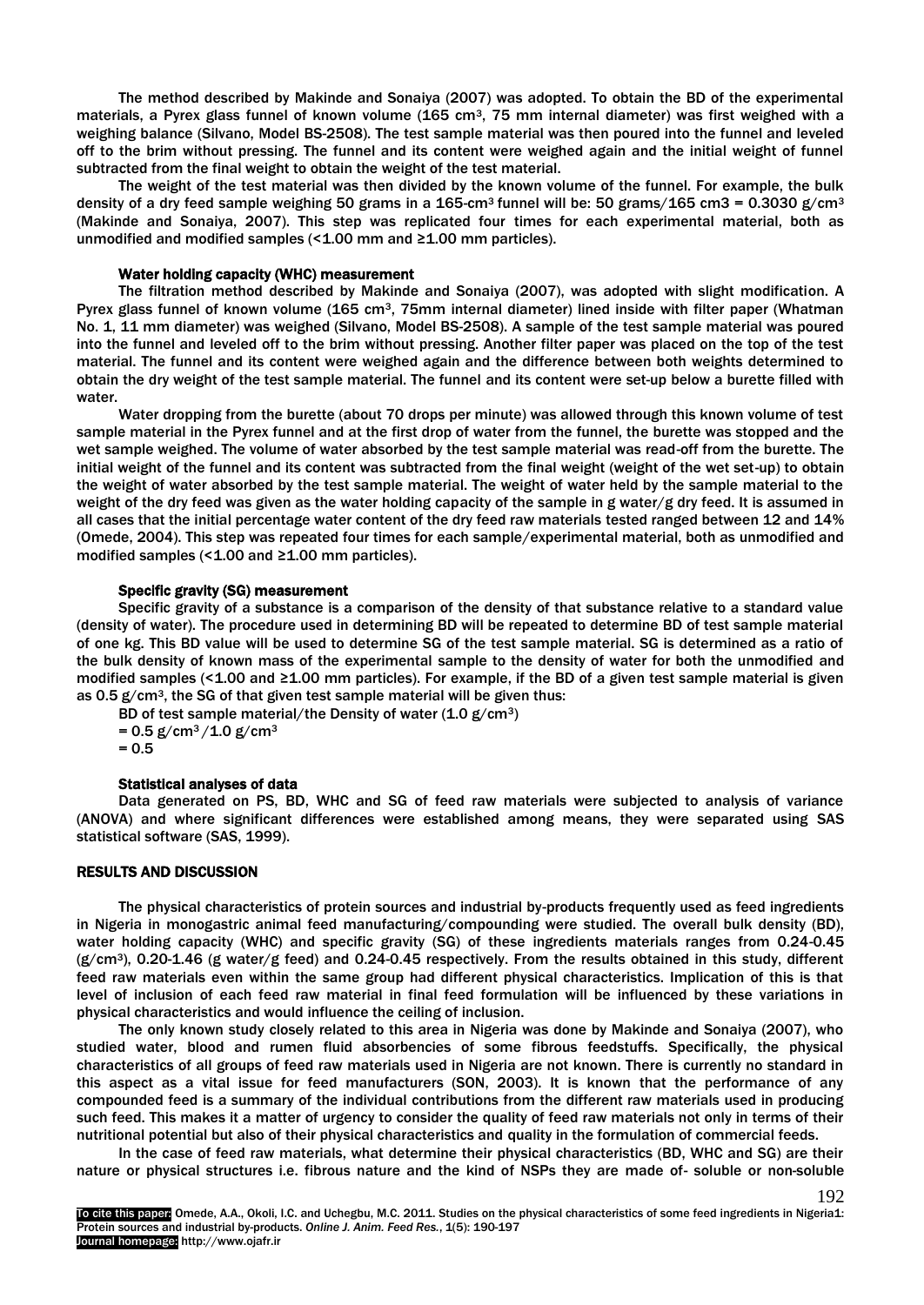The method described by Makinde and Sonaiya (2007) was adopted. To obtain the BD of the experimental materials, a Pyrex glass funnel of known volume (165 $cm^3$, 75 mm internal diameter) was first weighed with a weighing balance (Silvano, Model BS-2508). The test sample material was then poured into the funnel and leveled off to the brim without pressing. The funnel and its content were weighed again and the initial weight of funnel subtracted from the final weight to obtain the weight of the test material.

The weight of the test material was then divided by the known volume of the funnel. For example, the bulk density of a dry feed sample weighing 50 grams in a 165-$cm^3$ funnel will be: 50 grams/165 cm3 = 0.3030 g/$cm^3$ (Makinde and Sonaiya, 2007). This step was replicated four times for each experimental material, both as unmodified and modified samples (<1.00 mm and ≥1.00 mm particles).

### Water holding capacity (WHC) measurement

The filtration method described by Makinde and Sonaiya (2007), was adopted with slight modification. A Pyrex glass funnel of known volume (165 $cm^3$, 75mm internal diameter) lined inside with filter paper (Whatman No. 1, 11 mm diameter) was weighed (Silvano, Model BS-2508). A sample of the test sample material was poured into the funnel and leveled off to the brim without pressing. Another filter paper was placed on the top of the test material. The funnel and its content were weighed again and the difference between both weights determined to obtain the dry weight of the test sample material. The funnel and its content were set-up below a burette filled with water.

Water dropping from the burette (about 70 drops per minute) was allowed through this known volume of test sample material in the Pyrex funnel and at the first drop of water from the funnel, the burette was stopped and the wet sample weighed. The volume of water absorbed by the test sample material was read-off from the burette. The initial weight of the funnel and its content was subtracted from the final weight (weight of the wet set-up) to obtain the weight of water absorbed by the test sample material. The weight of water held by the sample material to the weight of the dry feed was given as the water holding capacity of the sample in g water/g dry feed. It is assumed in all cases that the initial percentage water content of the dry feed raw materials tested ranged between 12 and 14% (Omede, 2004). This step was repeated four times for each sample/experimental material, both as unmodified and modified samples (<1.00 and ≥1.00 mm particles).

### Specific gravity (SG) measurement

Specific gravity of a substance is a comparison of the density of that substance relative to a standard value (density of water). The procedure used in determining BD will be repeated to determine BD of test sample material of one kg. This BD value will be used to determine SG of the test sample material. SG is determined as a ratio of the bulk density of known mass of the experimental sample to the density of water for both the unmodified and modified samples (<1.00 and ≥1.00 mm particles). For example, if the BD of a given test sample material is given as 0.5 g/$cm^3$, the SG of that given test sample material will be given thus:

BD of test sample material/the Density of water (1.0 g/$cm^3$)

= 0.5 g/$cm^3$/1.0 g/$cm^3$

= 0.5

### Statistical analyses of data

Data generated on PS, BD, WHC and SG of feed raw materials were subjected to analysis of variance (ANOVA) and where significant differences were established among means, they were separated using SAS statistical software (SAS, 1999).

## RESULTS AND DISCUSSION

The physical characteristics of protein sources and industrial by-products frequently used as feed ingredients in Nigeria in monogastric animal feed manufacturing/compounding were studied. The overall bulk density (BD), water holding capacity (WHC) and specific gravity (SG) of these ingredients materials ranges from 0.24-0.45 (g/$cm^3$), 0.20-1.46 (g water/g feed) and 0.24-0.45 respectively. From the results obtained in this study, different feed raw materials even within the same group had different physical characteristics. Implication of this is that level of inclusion of each feed raw material in final feed formulation will be influenced by these variations in physical characteristics and would influence the ceiling of inclusion.

The only known study closely related to this area in Nigeria was done by Makinde and Sonaiya (2007), who studied water, blood and rumen fluid absorbencies of some fibrous feedstuffs. Specifically, the physical characteristics of all groups of feed raw materials used in Nigeria are not known. There is currently no standard in this aspect as a vital issue for feed manufacturers (SON, 2003). It is known that the performance of any compounded feed is a summary of the individual contributions from the different raw materials used in producing such feed. This makes it a matter of urgency to consider the quality of feed raw materials not only in terms of their nutritional potential but also of their physical characteristics and quality in the formulation of commercial feeds.

In the case of feed raw materials, what determine their physical characteristics (BD, WHC and SG) are their nature or physical structures i.e. fibrous nature and the kind of NSPs they are made of- soluble or non-soluble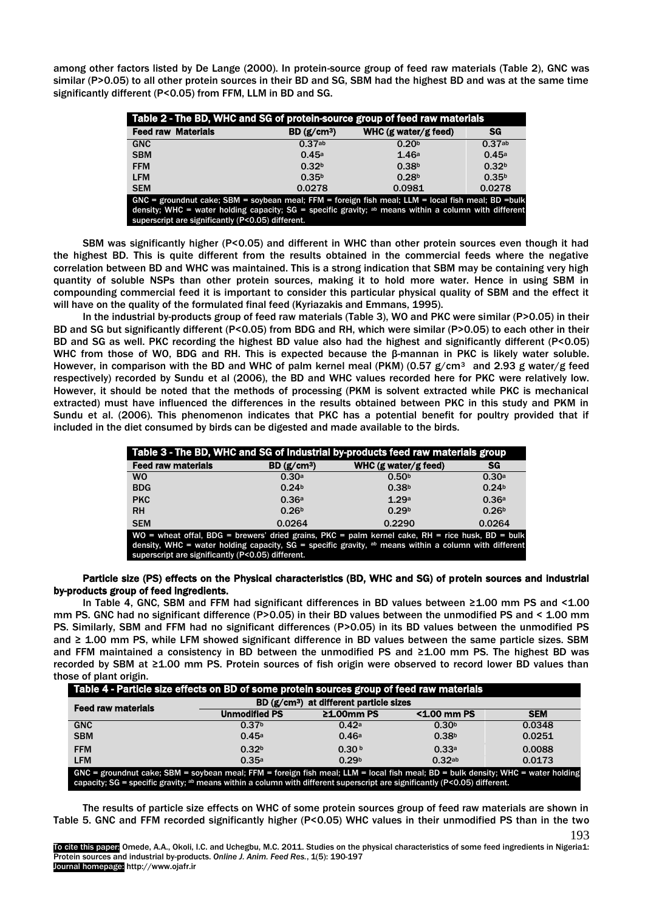among other factors listed by De Lange (2000). In protein-source group of feed raw materials (Table 2), GNC was similar (P>0.05) to all other protein sources in their BD and SG, SBM had the highest BD and was at the same time significantly different (P<0.05) from FFM, LLM in BD and SG.

**Table 2 - The BD, WHC and SG of protein-source group of feed raw materials**

| Feed raw Materials | BD (g/cm³) | WHC (g water/g feed) | SG |
|---|---|---|---|
| GNC | 0.37[ab] | 0.20[b] | 0.37[ab] |
| SBM | 0.45[a] | 1.46[a] | 0.45[a] |
| FFM | 0.32[b] | 0.38[b] | 0.32[b] |
| LFM | 0.35[b] | 0.28[b] | 0.35[b] |
| SEM | 0.0278 | 0.0981 | 0.0278 |

GNC = groundnut cake; SBM = soybean meal; FFM = foreign fish meal; LLM = local fish meal; BD =bulk density; WHC = water holding capacity; SG = specific gravity; [ab] means within a column with different superscript are significantly (P<0.05) different.

SBM was significantly higher (P<0.05) and different in WHC than other protein sources even though it had the highest BD. This is quite different from the results obtained in the commercial feeds where the negative correlation between BD and WHC was maintained. This is a strong indication that SBM may be containing very high quantity of soluble NSPs than other protein sources, making it to hold more water. Hence in using SBM in compounding commercial feed it is important to consider this particular physical quality of SBM and the effect it will have on the quality of the formulated final feed (Kyriazakis and Emmans, 1995).

In the industrial by-products group of feed raw materials (Table 3), WO and PKC were similar (P>0.05) in their BD and SG but significantly different (P<0.05) from BDG and RH, which were similar (P>0.05) to each other in their BD and SG as well. PKC recording the highest BD value also had the highest and significantly different (P<0.05) WHC from those of WO, BDG and RH. This is expected because the β-mannan in PKC is likely water soluble. However, in comparison with the BD and WHC of palm kernel meal (PKM) (0.57 g/cm³ and 2.93 g water/g feed respectively) recorded by Sundu et al (2006), the BD and WHC values recorded here for PKC were relatively low. However, it should be noted that the methods of processing (PKM is solvent extracted while PKC is mechanical extracted) must have influenced the differences in the results obtained between PKC in this study and PKM in Sundu et al. (2006). This phenomenon indicates that PKC has a potential benefit for poultry provided that if included in the diet consumed by birds can be digested and made available to the birds.

**Table 3 - The BD, WHC and SG of industrial by-products feed raw materials group**

| Feed raw materials | BD (g/cm³) | WHC (g water/g feed) | SG |
|---|---|---|---|
| WO | 0.30[a] | 0.50[b] | 0.30[a] |
| BDG | 0.24[b] | 0.38[b] | 0.24[b] |
| PKC | 0.36[a] | 1.29[a] | 0.36[a] |
| RH | 0.26[b] | 0.29[b] | 0.26[b] |
| SEM | 0.0264 | 0.2290 | 0.0264 |

WO = wheat offal, BDG = brewers' dried grains, PKC = palm kernel cake, RH = rice husk, BD = bulk density, WHC = water holding capacity, SG = specific gravity, [ab] means within a column with different superscript are significantly (P<0.05) different.

**Particle size (PS) effects on the Physical characteristics (BD, WHC and SG) of protein sources and industrial by-products group of feed ingredients.**

In Table 4, GNC, SBM and FFM had significant differences in BD values between ≥1.00 mm PS and <1.00 mm PS. GNC had no significant difference (P>0.05) in their BD values between the unmodified PS and < 1.00 mm PS. Similarly, SBM and FFM had no significant differences (P>0.05) in its BD values between the unmodified PS and ≥ 1.00 mm PS, while LFM showed significant difference in BD values between the same particle sizes. SBM and FFM maintained a consistency in BD between the unmodified PS and ≥1.00 mm PS. The highest BD was recorded by SBM at ≥1.00 mm PS. Protein sources of fish origin were observed to record lower BD values than those of plant origin.

**Table 4 - Particle size effects on BD of some protein sources group of feed raw materials**

| Feed raw materials | BD (g/cm³) at different particle sizes | | | |
|---|---|---|---|---|
| | Unmodified PS | ≥1.00mm PS | <1.00 mm PS | SEM |
| GNC | 0.37[b] | 0.42[a] | 0.30[b] | 0.0348 |
| SBM | 0.45[a] | 0.46[a] | 0.38[b] | 0.0251 |
| FFM | 0.32[b] | 0.30[b] | 0.33[a] | 0.0088 |
| LFM | 0.35[a] | 0.29[b] | 0.32[ab] | 0.0173 |

GNC = groundnut cake; SBM = soybean meal; FFM = foreign fish meal; LLM = local fish meal; BD = bulk density; WHC = water holding capacity; SG = specific gravity; [ab] means within a column with different superscript are significantly (P<0.05) different.

The results of particle size effects on WHC of some protein sources group of feed raw materials are shown in Table 5. GNC and FFM recorded significantly higher (P<0.05) WHC values in their unmodified PS than in the two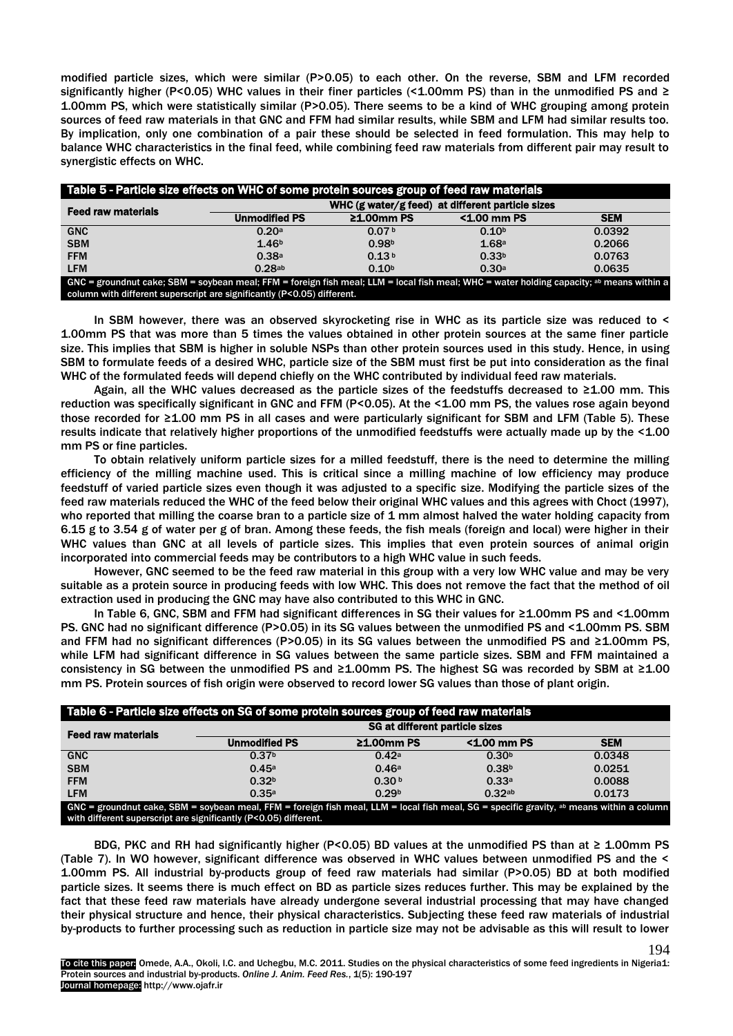modified particle sizes, which were similar (P>0.05) to each other. On the reverse, SBM and LFM recorded significantly higher (P<0.05) WHC values in their finer particles (<1.00mm PS) than in the unmodified PS and ≥ 1.00mm PS, which were statistically similar (P>0.05). There seems to be a kind of WHC grouping among protein sources of feed raw materials in that GNC and FFM had similar results, while SBM and LFM had similar results too. By implication, only one combination of a pair these should be selected in feed formulation. This may help to balance WHC characteristics in the final feed, while combining feed raw materials from different pair may result to synergistic effects on WHC.

**Table 5 - Particle size effects on WHC of some protein sources group of feed raw materials**

| Feed raw materials | WHC (g water/g feed) at different particle sizes | | | |
|---|---|---|---|---|
| | Unmodified PS | ≥1.00mm PS | <1.00 mm PS | SEM |
| GNC | 0.20[a] | 0.07[b] | 0.10[b] | 0.0392 |
| SBM | 1.46[b] | 0.98[b] | 1.68[a] | 0.2066 |
| FFM | 0.38[a] | 0.13[b] | 0.33[b] | 0.0763 |
| LFM | 0.28[ab] | 0.10[b] | 0.30[a] | 0.0635 |

GNC = groundnut cake; SBM = soybean meal; FFM = foreign fish meal; LLM = local fish meal; WHC = water holding capacity; [ab] means within a column with different superscript are significantly (P<0.05) different.

In SBM however, there was an observed skyrocketing rise in WHC as its particle size was reduced to < 1.00mm PS that was more than 5 times the values obtained in other protein sources at the same finer particle size. This implies that SBM is higher in soluble NSPs than other protein sources used in this study. Hence, in using SBM to formulate feeds of a desired WHC, particle size of the SBM must first be put into consideration as the final WHC of the formulated feeds will depend chiefly on the WHC contributed by individual feed raw materials.

Again, all the WHC values decreased as the particle sizes of the feedstuffs decreased to ≥1.00 mm. This reduction was specifically significant in GNC and FFM (P<0.05). At the <1.00 mm PS, the values rose again beyond those recorded for ≥1.00 mm PS in all cases and were particularly significant for SBM and LFM (Table 5). These results indicate that relatively higher proportions of the unmodified feedstuffs were actually made up by the <1.00 mm PS or fine particles.

To obtain relatively uniform particle sizes for a milled feedstuff, there is the need to determine the milling efficiency of the milling machine used. This is critical since a milling machine of low efficiency may produce feedstuff of varied particle sizes even though it was adjusted to a specific size. Modifying the particle sizes of the feed raw materials reduced the WHC of the feed below their original WHC values and this agrees with Choct (1997), who reported that milling the coarse bran to a particle size of 1 mm almost halved the water holding capacity from 6.15 g to 3.54 g of water per g of bran. Among these feeds, the fish meals (foreign and local) were higher in their WHC values than GNC at all levels of particle sizes. This implies that even protein sources of animal origin incorporated into commercial feeds may be contributors to a high WHC value in such feeds.

However, GNC seemed to be the feed raw material in this group with a very low WHC value and may be very suitable as a protein source in producing feeds with low WHC. This does not remove the fact that the method of oil extraction used in producing the GNC may have also contributed to this WHC in GNC.

In Table 6, GNC, SBM and FFM had significant differences in SG their values for ≥1.00mm PS and <1.00mm PS. GNC had no significant difference (P>0.05) in its SG values between the unmodified PS and <1.00mm PS. SBM and FFM had no significant differences (P>0.05) in its SG values between the unmodified PS and ≥1.00mm PS, while LFM had significant difference in SG values between the same particle sizes. SBM and FFM maintained a consistency in SG between the unmodified PS and ≥1.00mm PS. The highest SG was recorded by SBM at ≥1.00 mm PS. Protein sources of fish origin were observed to record lower SG values than those of plant origin.

**Table 6 - Particle size effects on SG of some protein sources group of feed raw materials**

| Feed raw materials | SG at different particle sizes | | | |
|---|---|---|---|---|
| | Unmodified PS | ≥1.00mm PS | <1.00 mm PS | SEM |
| GNC | 0.37[b] | 0.42[a] | 0.30[b] | 0.0348 |
| SBM | 0.45[a] | 0.46[a] | 0.38[b] | 0.0251 |
| FFM | 0.32[b] | 0.30[b] | 0.33[a] | 0.0088 |
| LFM | 0.35[a] | 0.29[b] | 0.32[ab] | 0.0173 |

GNC = groundnut cake, SBM = soybean meal, FFM = foreign fish meal, LLM = local fish meal, SG = specific gravity, [ab] means within a column with different superscript are significantly (P<0.05) different.

BDG, PKC and RH had significantly higher (P<0.05) BD values at the unmodified PS than at ≥ 1.00mm PS (Table 7). In WO however, significant difference was observed in WHC values between unmodified PS and the < 1.00mm PS. All industrial by-products group of feed raw materials had similar (P>0.05) BD at both modified particle sizes. It seems there is much effect on BD as particle sizes reduces further. This may be explained by the fact that these feed raw materials have already undergone several industrial processing that may have changed their physical structure and hence, their physical characteristics. Subjecting these feed raw materials of industrial by-products to further processing such as reduction in particle size may not be advisable as this will result to lower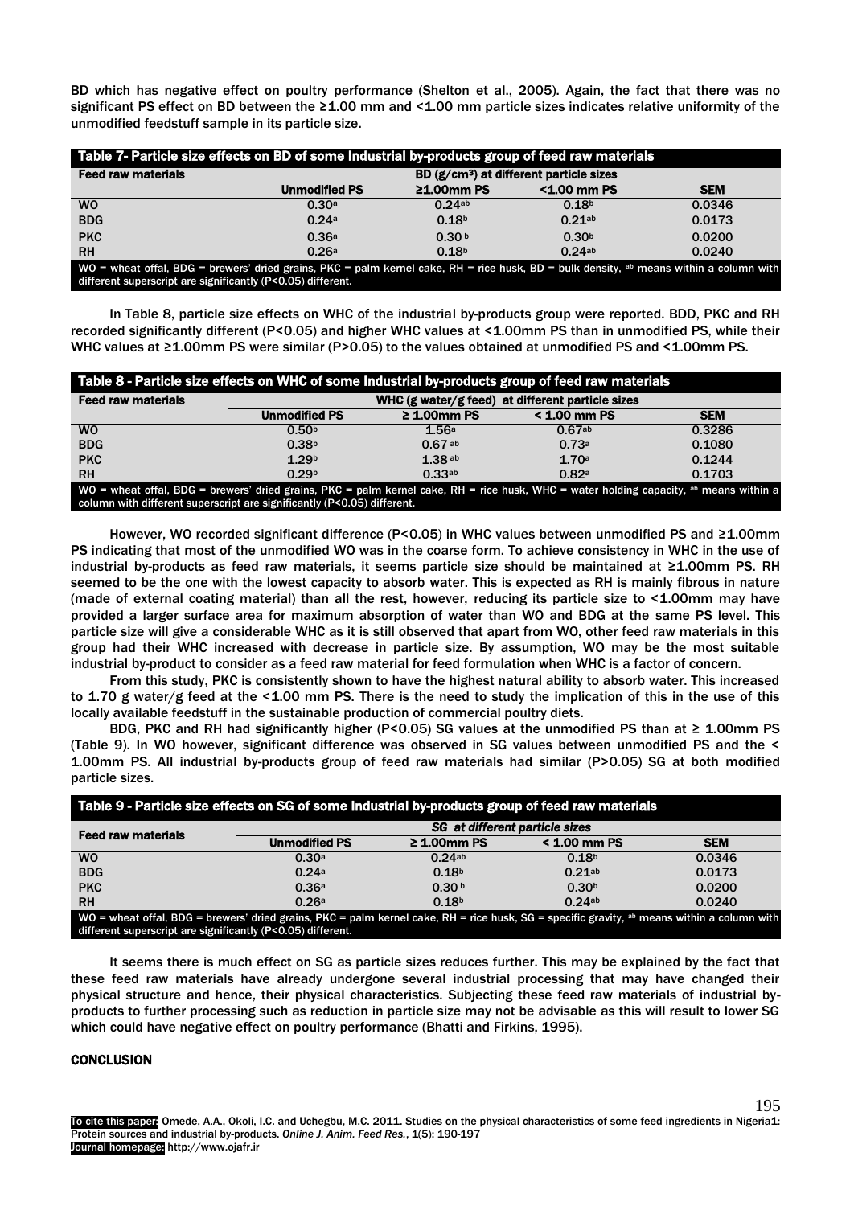BD which has negative effect on poultry performance (Shelton et al., 2005). Again, the fact that there was no significant PS effect on BD between the ≥1.00 mm and <1.00 mm particle sizes indicates relative uniformity of the unmodified feedstuff sample in its particle size.

**Table 7- Particle size effects on BD of some industrial by-products group of feed raw materials**

| Feed raw materials | BD (g/cm$^3$) at different particle sizes | | | |
|---|---|---|---|---|
| | Unmodified PS | ≥1.00mm PS | <1.00 mm PS | SEM |
| WO | 0.30$^a$ | 0.24$^{ab}$ | 0.18$^b$ | 0.0346 |
| BDG | 0.24$^a$ | 0.18$^b$ | 0.21$^{ab}$ | 0.0173 |
| PKC | 0.36$^a$ | 0.30$^b$ | 0.30$^b$ | 0.0200 |
| RH | 0.26$^a$ | 0.18$^b$ | 0.24$^{ab}$ | 0.0240 |

WO = wheat offal, BDG = brewers' dried grains, PKC = palm kernel cake, RH = rice husk, BD = bulk density, $^{ab}$ means within a column with different superscript are significantly (P<0.05) different.

In Table 8, particle size effects on WHC of the industrial by-products group were reported. BDD, PKC and RH recorded significantly different (P<0.05) and higher WHC values at <1.00mm PS than in unmodified PS, while their WHC values at ≥1.00mm PS were similar (P>0.05) to the values obtained at unmodified PS and <1.00mm PS.

**Table 8 - Particle size effects on WHC of some industrial by-products group of feed raw materials**

| Feed raw materials | WHC (g water/g feed) at different particle sizes | | | |
|---|---|---|---|---|
| | Unmodified PS | ≥ 1.00mm PS | < 1.00 mm PS | SEM |
| WO | 0.50$^b$ | 1.56$^a$ | 0.67$^{ab}$ | 0.3286 |
| BDG | 0.38$^b$ | 0.67$^{ab}$ | 0.73$^a$ | 0.1080 |
| PKC | 1.29$^b$ | 1.38$^{ab}$ | 1.70$^a$ | 0.1244 |
| RH | 0.29$^b$ | 0.33$^{ab}$ | 0.82$^a$ | 0.1703 |

WO = wheat offal, BDG = brewers' dried grains, PKC = palm kernel cake, RH = rice husk, WHC = water holding capacity, $^{ab}$ means within a column with different superscript are significantly (P<0.05) different.

However, WO recorded significant difference (P<0.05) in WHC values between unmodified PS and ≥1.00mm PS indicating that most of the unmodified WO was in the coarse form. To achieve consistency in WHC in the use of industrial by-products as feed raw materials, it seems particle size should be maintained at ≥1.00mm PS. RH seemed to be the one with the lowest capacity to absorb water. This is expected as RH is mainly fibrous in nature (made of external coating material) than all the rest, however, reducing its particle size to <1.00mm may have provided a larger surface area for maximum absorption of water than WO and BDG at the same PS level. This particle size will give a considerable WHC as it is still observed that apart from WO, other feed raw materials in this group had their WHC increased with decrease in particle size. By assumption, WO may be the most suitable industrial by-product to consider as a feed raw material for feed formulation when WHC is a factor of concern.

From this study, PKC is consistently shown to have the highest natural ability to absorb water. This increased to 1.70 g water/g feed at the <1.00 mm PS. There is the need to study the implication of this in the use of this locally available feedstuff in the sustainable production of commercial poultry diets.

BDG, PKC and RH had significantly higher (P<0.05) SG values at the unmodified PS than at ≥ 1.00mm PS (Table 9). In WO however, significant difference was observed in SG values between unmodified PS and the < 1.00mm PS. All industrial by-products group of feed raw materials had similar (P>0.05) SG at both modified particle sizes.

**Table 9 - Particle size effects on SG of some industrial by-products group of feed raw materials**

| Feed raw materials | SG at different particle sizes | | | |
|---|---|---|---|---|
| | Unmodified PS | ≥ 1.00mm PS | < 1.00 mm PS | SEM |
| WO | 0.30$^a$ | 0.24$^{ab}$ | 0.18$^b$ | 0.0346 |
| BDG | 0.24$^a$ | 0.18$^b$ | 0.21$^{ab}$ | 0.0173 |
| PKC | 0.36$^a$ | 0.30$^b$ | 0.30$^b$ | 0.0200 |
| RH | 0.26$^a$ | 0.18$^b$ | 0.24$^{ab}$ | 0.0240 |

WO = wheat offal, BDG = brewers' dried grains, PKC = palm kernel cake, RH = rice husk, SG = specific gravity, $^{ab}$ means within a column with different superscript are significantly (P<0.05) different.

It seems there is much effect on SG as particle sizes reduces further. This may be explained by the fact that these feed raw materials have already undergone several industrial processing that may have changed their physical structure and hence, their physical characteristics. Subjecting these feed raw materials of industrial by-products to further processing such as reduction in particle size may not be advisable as this will result to lower SG which could have negative effect on poultry performance (Bhatti and Firkins, 1995).

## CONCLUSION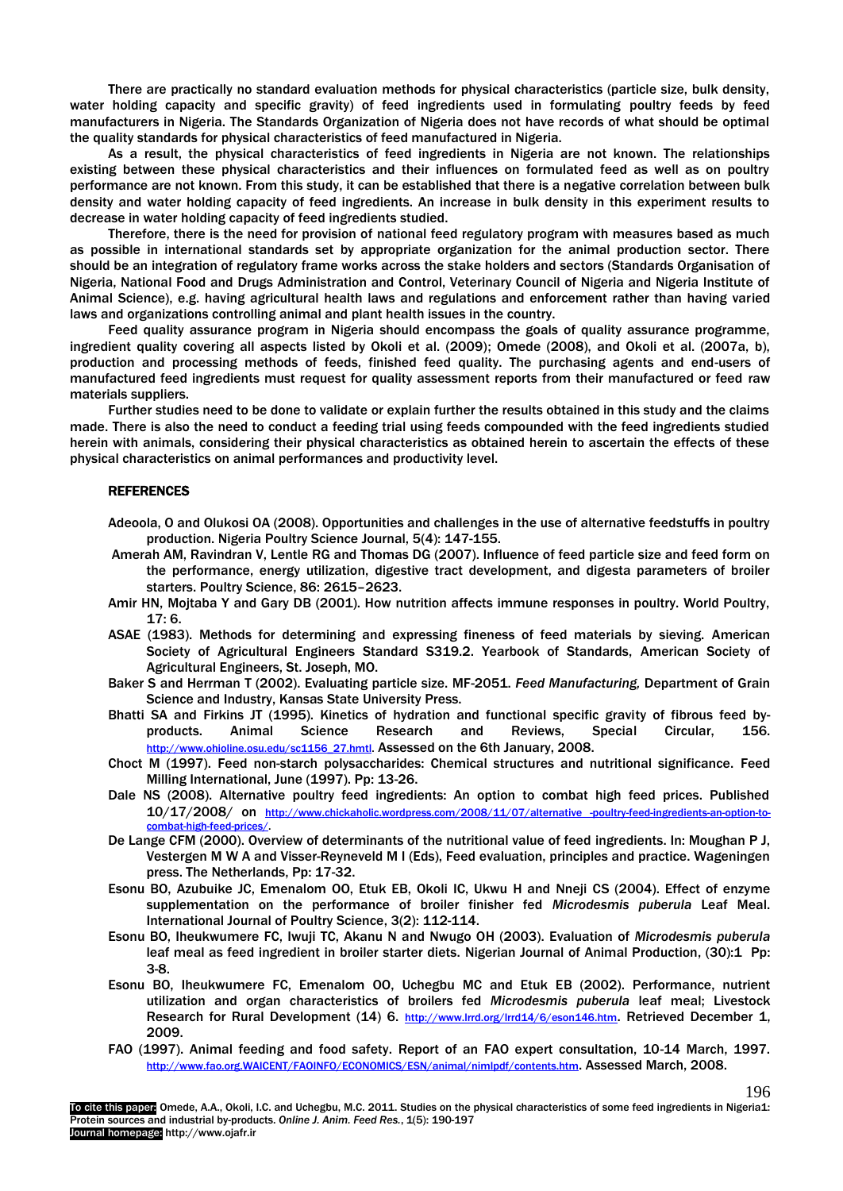There are practically no standard evaluation methods for physical characteristics (particle size, bulk density, water holding capacity and specific gravity) of feed ingredients used in formulating poultry feeds by feed manufacturers in Nigeria. The Standards Organization of Nigeria does not have records of what should be optimal the quality standards for physical characteristics of feed manufactured in Nigeria.

As a result, the physical characteristics of feed ingredients in Nigeria are not known. The relationships existing between these physical characteristics and their influences on formulated feed as well as on poultry performance are not known. From this study, it can be established that there is a negative correlation between bulk density and water holding capacity of feed ingredients. An increase in bulk density in this experiment results to decrease in water holding capacity of feed ingredients studied.

Therefore, there is the need for provision of national feed regulatory program with measures based as much as possible in international standards set by appropriate organization for the animal production sector. There should be an integration of regulatory frame works across the stake holders and sectors (Standards Organisation of Nigeria, National Food and Drugs Administration and Control, Veterinary Council of Nigeria and Nigeria Institute of Animal Science), e.g. having agricultural health laws and regulations and enforcement rather than having varied laws and organizations controlling animal and plant health issues in the country.

Feed quality assurance program in Nigeria should encompass the goals of quality assurance programme, ingredient quality covering all aspects listed by Okoli et al. (2009); Omede (2008), and Okoli et al. (2007a, b), production and processing methods of feeds, finished feed quality. The purchasing agents and end-users of manufactured feed ingredients must request for quality assessment reports from their manufactured or feed raw materials suppliers.

Further studies need to be done to validate or explain further the results obtained in this study and the claims made. There is also the need to conduct a feeding trial using feeds compounded with the feed ingredients studied herein with animals, considering their physical characteristics as obtained herein to ascertain the effects of these physical characteristics on animal performances and productivity level.

## REFERENCES

Adeoola, O and Olukosi OA (2008). Opportunities and challenges in the use of alternative feedstuffs in poultry production. Nigeria Poultry Science Journal, 5(4): 147-155.

Amerah AM, Ravindran V, Lentle RG and Thomas DG (2007). Influence of feed particle size and feed form on the performance, energy utilization, digestive tract development, and digesta parameters of broiler starters. Poultry Science, 86: 2615–2623.

Amir HN, Mojtaba Y and Gary DB (2001). How nutrition affects immune responses in poultry. World Poultry, 17: 6.

ASAE (1983). Methods for determining and expressing fineness of feed materials by sieving. American Society of Agricultural Engineers Standard S319.2. Yearbook of Standards, American Society of Agricultural Engineers, St. Joseph, MO.

Baker S and Herrman T (2002). Evaluating particle size. MF-2051. *Feed Manufacturing,* Department of Grain Science and Industry, Kansas State University Press.

Bhatti SA and Firkins JT (1995). Kinetics of hydration and functional specific gravity of fibrous feed by-products. Animal Science Research and Reviews, Special Circular, 156. http://www.ohioline.osu.edu/sc1156_27.hmtl. Assessed on the 6th January, 2008.

Choct M (1997). Feed non-starch polysaccharides: Chemical structures and nutritional significance. Feed Milling International, June (1997). Pp: 13-26.

Dale NS (2008). Alternative poultry feed ingredients: An option to combat high feed prices. Published 10/17/2008/ on http://www.chickaholic.wordpress.com/2008/11/07/alternative -poultry-feed-ingredients-an-option-to-combat-high-feed-prices/.

De Lange CFM (2000). Overview of determinants of the nutritional value of feed ingredients. In: Moughan P J, Vestergen M W A and Visser-Reyneveld M I (Eds), Feed evaluation, principles and practice. Wageningen press. The Netherlands, Pp: 17-32.

Esonu BO, Azubuike JC, Emenalom OO, Etuk EB, Okoli IC, Ukwu H and Nneji CS (2004). Effect of enzyme supplementation on the performance of broiler finisher fed *Microdesmis puberula* Leaf Meal. International Journal of Poultry Science, 3(2): 112-114.

Esonu BO, Iheukwumere FC, Iwuji TC, Akanu N and Nwugo OH (2003). Evaluation of *Microdesmis puberula* leaf meal as feed ingredient in broiler starter diets. Nigerian Journal of Animal Production, (30):1 Pp: 3-8.

Esonu BO, Iheukwumere FC, Emenalom OO, Uchegbu MC and Etuk EB (2002). Performance, nutrient utilization and organ characteristics of broilers fed *Microdesmis puberula* leaf meal; Livestock Research for Rural Development (14) 6. http://www.lrrd.org/lrrd14/6/eson146.htm. Retrieved December 1, 2009.

FAO (1997). Animal feeding and food safety. Report of an FAO expert consultation, 10-14 March, 1997. http://www.fao.org.WAICENT/FAOINFO/ECONOMICS/ESN/animal/nimlpdf/contents.htm. Assessed March, 2008.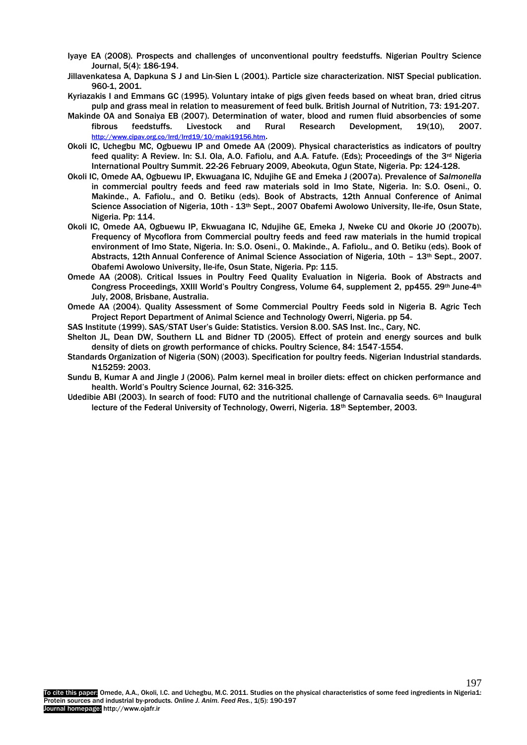Iyaye EA (2008). Prospects and challenges of unconventional poultry feedstuffs. Nigerian Poultry Science Journal, 5(4): 186-194.

Jillavenkatesa A, Dapkuna S J and Lin-Sien L (2001). Particle size characterization. NIST Special publication. 960-1, 2001.

Kyriazakis I and Emmans GC (1995). Voluntary intake of pigs given feeds based on wheat bran, dried citrus pulp and grass meal in relation to measurement of feed bulk. British Journal of Nutrition, 73: 191-207.

Makinde OA and Sonaiya EB (2007). Determination of water, blood and rumen fluid absorbencies of some fibrous feedstuffs. Livestock and Rural Research Development, 19(10), 2007. http://www.cipav.org.co/lrrd/lrrd19/10/maki19156.htm.

Okoli IC, Uchegbu MC, Ogbuewu IP and Omede AA (2009). Physical characteristics as indicators of poultry feed quality: A Review. In: S.I. Ola, A.O. Fafiolu, and A.A. Fatufe. (Eds); Proceedings of the 3rd Nigeria International Poultry Summit. 22-26 February 2009, Abeokuta, Ogun State, Nigeria. Pp: 124-128.

Okoli IC, Omede AA, Ogbuewu IP, Ekwuagana IC, Ndujihe GE and Emeka J (2007a). Prevalence of *Salmonella* in commercial poultry feeds and feed raw materials sold in Imo State, Nigeria. In: S.O. Oseni., O. Makinde., A. Fafiolu., and O. Betiku (eds). Book of Abstracts, 12th Annual Conference of Animal Science Association of Nigeria, 10th - 13th Sept., 2007 Obafemi Awolowo University, Ile-ife, Osun State, Nigeria. Pp: 114.

Okoli IC, Omede AA, Ogbuewu IP, Ekwuagana IC, Ndujihe GE, Emeka J, Nweke CU and Okorie JO (2007b). Frequency of Mycoflora from Commercial poultry feeds and feed raw materials in the humid tropical environment of Imo State, Nigeria. In: S.O. Oseni., O. Makinde., A. Fafiolu., and O. Betiku (eds). Book of Abstracts, 12th Annual Conference of Animal Science Association of Nigeria, 10th – 13th Sept., 2007. Obafemi Awolowo University, Ile-ife, Osun State, Nigeria. Pp: 115.

Omede AA (2008). Critical Issues in Poultry Feed Quality Evaluation in Nigeria. Book of Abstracts and Congress Proceedings, XXIII World's Poultry Congress, Volume 64, supplement 2, pp455. 29th June-4th July, 2008, Brisbane, Australia.

Omede AA (2004). Quality Assessment of Some Commercial Poultry Feeds sold in Nigeria B. Agric Tech Project Report Department of Animal Science and Technology Owerri, Nigeria. pp 54.

SAS Institute (1999). SAS/STAT User's Guide: Statistics. Version 8.00. SAS Inst. Inc., Cary, NC.

Shelton JL, Dean DW, Southern LL and Bidner TD (2005). Effect of protein and energy sources and bulk density of diets on growth performance of chicks. Poultry Science, 84: 1547-1554.

Standards Organization of Nigeria (SON) (2003). Specification for poultry feeds. Nigerian Industrial standards. N15259: 2003.

Sundu B, Kumar A and Jingle J (2006). Palm kernel meal in broiler diets: effect on chicken performance and health. World's Poultry Science Journal, 62: 316-325.

Udedibie ABI (2003). In search of food: FUTO and the nutritional challenge of Carnavalia seeds. 6th Inaugural lecture of the Federal University of Technology, Owerri, Nigeria. 18th September, 2003.